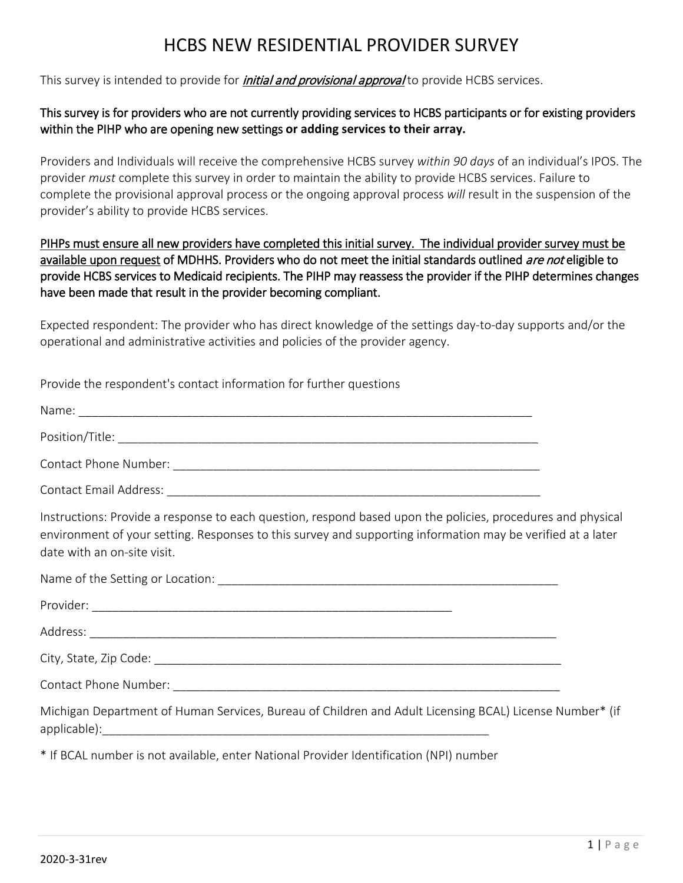# HCBS NEW RESIDENTIAL PROVIDER SURVEY

This survey is intended to provide for ***initial and provisional approval*** to provide HCBS services.

This survey is for providers who are not currently providing services to HCBS participants or for existing providers within the PIHP who are opening new settings **or adding services to their array.**

Providers and Individuals will receive the comprehensive HCBS survey *within 90 days* of an individual's IPOS. The provider *must* complete this survey in order to maintain the ability to provide HCBS services. Failure to complete the provisional approval process or the ongoing approval process *will* result in the suspension of the provider's ability to provide HCBS services.

PIHPs must ensure all new providers have completed this initial survey. The individual provider survey must be available upon request of MDHHS. Providers who do not meet the initial standards outlined *are not* eligible to provide HCBS services to Medicaid recipients. The PIHP may reassess the provider if the PIHP determines changes have been made that result in the provider becoming compliant.

Expected respondent: The provider who has direct knowledge of the settings day-to-day supports and/or the operational and administrative activities and policies of the provider agency.

Provide the respondent's contact information for further questions

Name: ______________________________________________________________________

Position/Title: _________________________________________________________________

Contact Phone Number: _________________________________________________________

Contact Email Address: _________________________________________________________

Instructions: Provide a response to each question, respond based upon the policies, procedures and physical environment of your setting. Responses to this survey and supporting information may be verified at a later date with an on-site visit.

Name of the Setting or Location: ___________________________________________________

Provider: _______________________________________________________

Address: _______________________________________________________________________

City, State, Zip Code: _____________________________________________________________

Contact Phone Number: ___________________________________________________________

Michigan Department of Human Services, Bureau of Children and Adult Licensing BCAL) License Number* (if applicable):_________________________________________________________

* If BCAL number is not available, enter National Provider Identification (NPI) number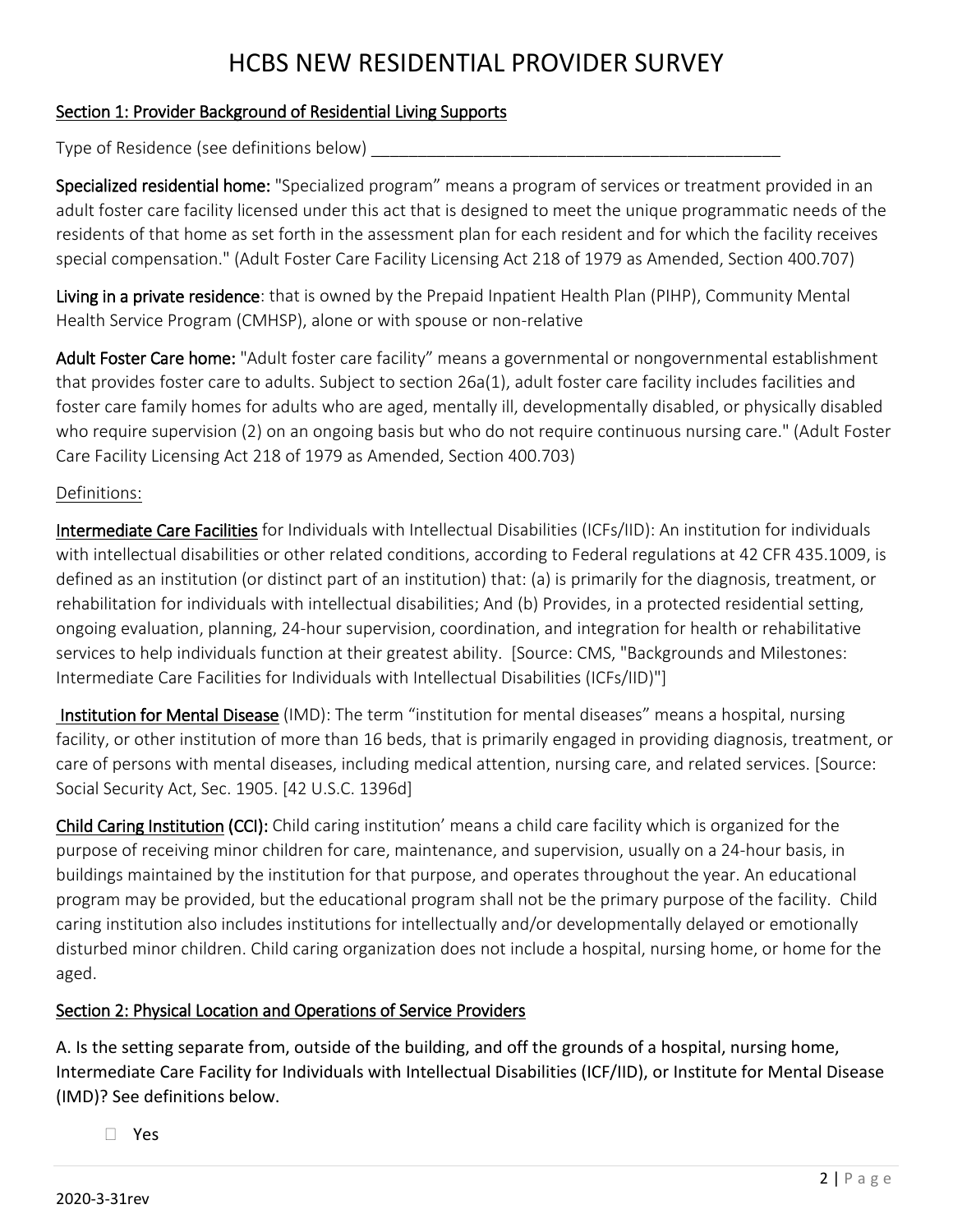# HCBS NEW RESIDENTIAL PROVIDER SURVEY

## Section 1: Provider Background of Residential Living Supports

Type of Residence (see definitions below) ____________________________________________

**Specialized residential home:** "Specialized program" means a program of services or treatment provided in an adult foster care facility licensed under this act that is designed to meet the unique programmatic needs of the residents of that home as set forth in the assessment plan for each resident and for which the facility receives special compensation." (Adult Foster Care Facility Licensing Act 218 of 1979 as Amended, Section 400.707)

**Living in a private residence**: that is owned by the Prepaid Inpatient Health Plan (PIHP), Community Mental Health Service Program (CMHSP), alone or with spouse or non-relative

**Adult Foster Care home:** "Adult foster care facility" means a governmental or nongovernmental establishment that provides foster care to adults. Subject to section 26a(1), adult foster care facility includes facilities and foster care family homes for adults who are aged, mentally ill, developmentally disabled, or physically disabled who require supervision (2) on an ongoing basis but who do not require continuous nursing care." (Adult Foster Care Facility Licensing Act 218 of 1979 as Amended, Section 400.703)

Definitions:

**Intermediate Care Facilities** for Individuals with Intellectual Disabilities (ICFs/IID): An institution for individuals with intellectual disabilities or other related conditions, according to Federal regulations at 42 CFR 435.1009, is defined as an institution (or distinct part of an institution) that: (a) is primarily for the diagnosis, treatment, or rehabilitation for individuals with intellectual disabilities; And (b) Provides, in a protected residential setting, ongoing evaluation, planning, 24-hour supervision, coordination, and integration for health or rehabilitative services to help individuals function at their greatest ability. [Source: CMS, "Backgrounds and Milestones: Intermediate Care Facilities for Individuals with Intellectual Disabilities (ICFs/IID)"]

**Institution for Mental Disease** (IMD): The term "institution for mental diseases" means a hospital, nursing facility, or other institution of more than 16 beds, that is primarily engaged in providing diagnosis, treatment, or care of persons with mental diseases, including medical attention, nursing care, and related services. [Source: Social Security Act, Sec. 1905. [42 U.S.C. 1396d]

**Child Caring Institution (CCI):** Child caring institution' means a child care facility which is organized for the purpose of receiving minor children for care, maintenance, and supervision, usually on a 24-hour basis, in buildings maintained by the institution for that purpose, and operates throughout the year. An educational program may be provided, but the educational program shall not be the primary purpose of the facility. Child caring institution also includes institutions for intellectually and/or developmentally delayed or emotionally disturbed minor children. Child caring organization does not include a hospital, nursing home, or home for the aged.

## Section 2: Physical Location and Operations of Service Providers

A. Is the setting separate from, outside of the building, and off the grounds of a hospital, nursing home, Intermediate Care Facility for Individuals with Intellectual Disabilities (ICF/IID), or Institute for Mental Disease (IMD)? See definitions below.

- ☐ Yes

2020-3-31rev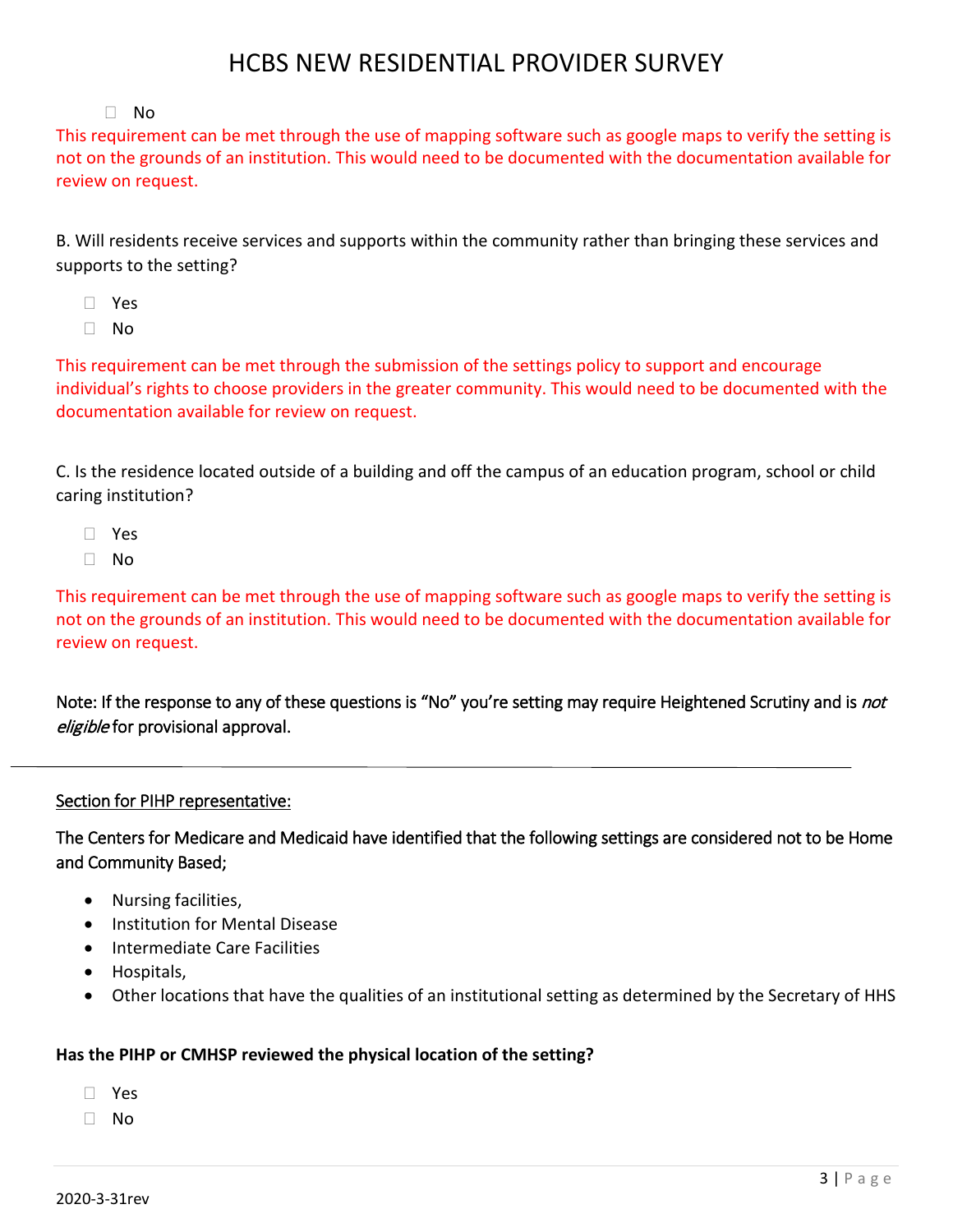- ☐ No

This requirement can be met through the use of mapping software such as google maps to verify the setting is not on the grounds of an institution. This would need to be documented with the documentation available for review on request.

B. Will residents receive services and supports within the community rather than bringing these services and supports to the setting?

- ☐ Yes
- ☐ No

This requirement can be met through the submission of the settings policy to support and encourage individual's rights to choose providers in the greater community. This would need to be documented with the documentation available for review on request.

C. Is the residence located outside of a building and off the campus of an education program, school or child caring institution?

- ☐ Yes
- ☐ No

This requirement can be met through the use of mapping software such as google maps to verify the setting is not on the grounds of an institution. This would need to be documented with the documentation available for review on request.

Note: If the response to any of these questions is "No" you're setting may require Heightened Scrutiny and is *not eligible* for provisional approval.

---

Section for PIHP representative:

The Centers for Medicare and Medicaid have identified that the following settings are considered not to be Home and Community Based;

- Nursing facilities,
- Institution for Mental Disease
- Intermediate Care Facilities
- Hospitals,
- Other locations that have the qualities of an institutional setting as determined by the Secretary of HHS

**Has the PIHP or CMHSP reviewed the physical location of the setting?**

- ☐ Yes
- ☐ No

2020-3-31rev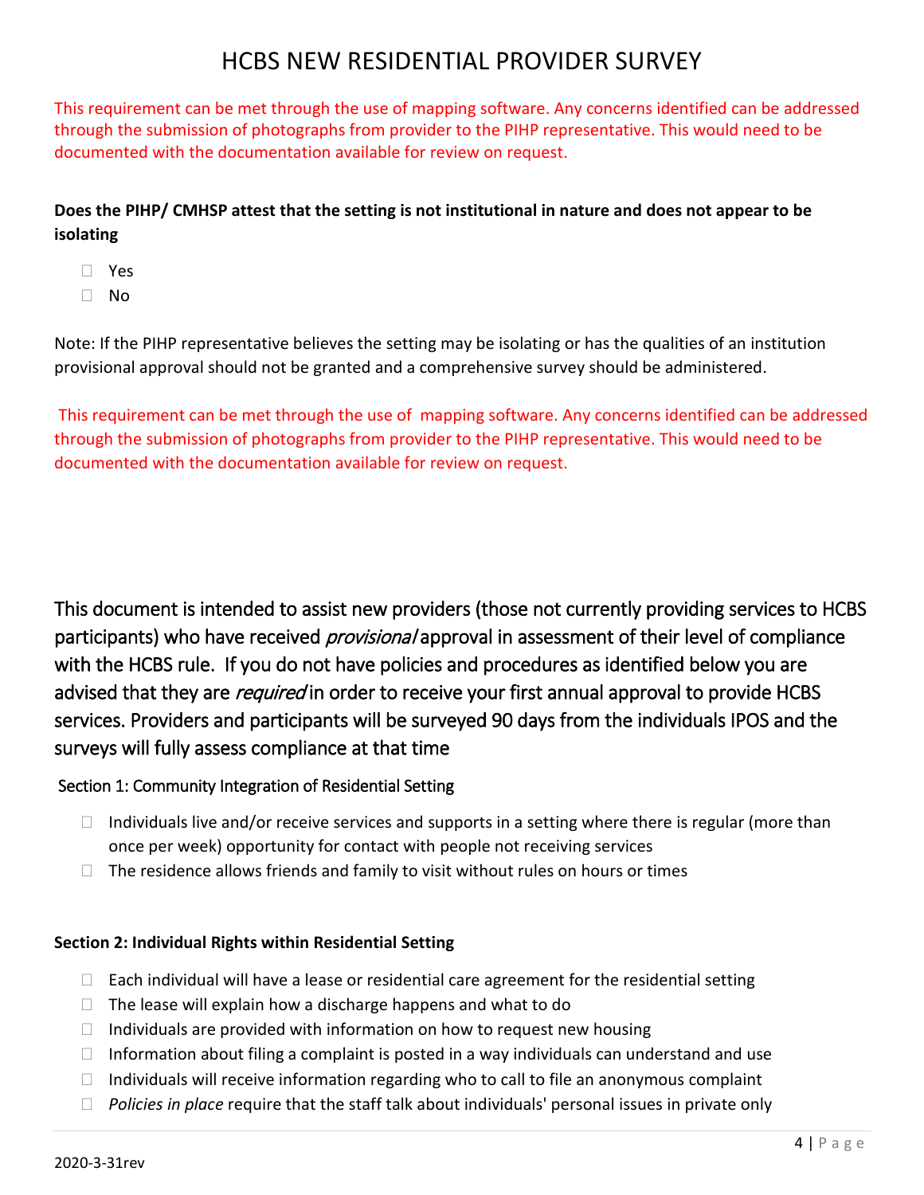# HCBS NEW RESIDENTIAL PROVIDER SURVEY

This requirement can be met through the use of mapping software. Any concerns identified can be addressed through the submission of photographs from provider to the PIHP representative. This would need to be documented with the documentation available for review on request.

**Does the PIHP/ CMHSP attest that the setting is not institutional in nature and does not appear to be isolating**

- ☐ Yes
- ☐ No

Note: If the PIHP representative believes the setting may be isolating or has the qualities of an institution provisional approval should not be granted and a comprehensive survey should be administered.

This requirement can be met through the use of mapping software. Any concerns identified can be addressed through the submission of photographs from provider to the PIHP representative. This would need to be documented with the documentation available for review on request.

This document is intended to assist new providers (those not currently providing services to HCBS participants) who have received *provisional* approval in assessment of their level of compliance with the HCBS rule. If you do not have policies and procedures as identified below you are advised that they are *required* in order to receive your first annual approval to provide HCBS services. Providers and participants will be surveyed 90 days from the individuals IPOS and the surveys will fully assess compliance at that time

Section 1: Community Integration of Residential Setting

- ☐ Individuals live and/or receive services and supports in a setting where there is regular (more than once per week) opportunity for contact with people not receiving services
- ☐ The residence allows friends and family to visit without rules on hours or times

**Section 2: Individual Rights within Residential Setting**

- ☐ Each individual will have a lease or residential care agreement for the residential setting
- ☐ The lease will explain how a discharge happens and what to do
- ☐ Individuals are provided with information on how to request new housing
- ☐ Information about filing a complaint is posted in a way individuals can understand and use
- ☐ Individuals will receive information regarding who to call to file an anonymous complaint
- ☐ *Policies in place* require that the staff talk about individuals' personal issues in private only

2020-3-31rev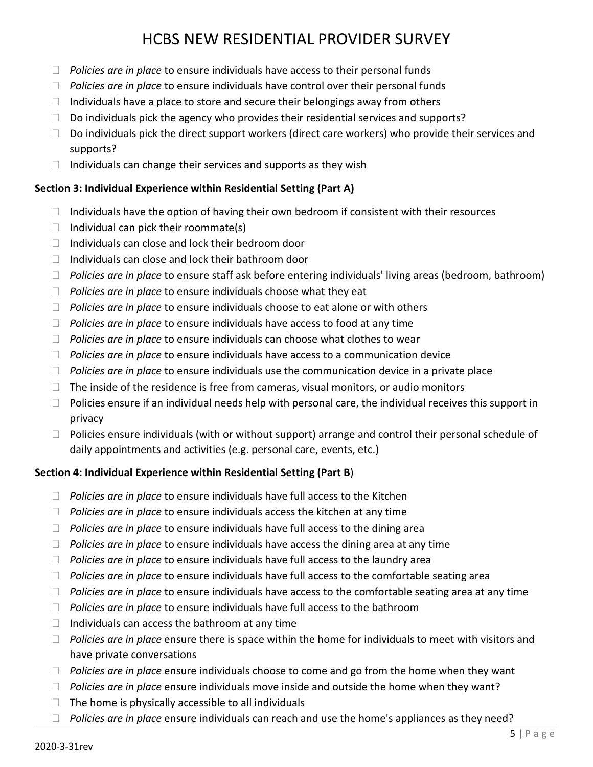- *Policies are in place* to ensure individuals have access to their personal funds
- *Policies are in place* to ensure individuals have control over their personal funds
- Individuals have a place to store and secure their belongings away from others
- Do individuals pick the agency who provides their residential services and supports?
- Do individuals pick the direct support workers (direct care workers) who provide their services and supports?
- Individuals can change their services and supports as they wish

**Section 3: Individual Experience within Residential Setting (Part A)**

- Individuals have the option of having their own bedroom if consistent with their resources
- Individual can pick their roommate(s)
- Individuals can close and lock their bedroom door
- Individuals can close and lock their bathroom door
- *Policies are in place* to ensure staff ask before entering individuals' living areas (bedroom, bathroom)
- *Policies are in place* to ensure individuals choose what they eat
- *Policies are in place* to ensure individuals choose to eat alone or with others
- *Policies are in place* to ensure individuals have access to food at any time
- *Policies are in place* to ensure individuals can choose what clothes to wear
- *Policies are in place* to ensure individuals have access to a communication device
- *Policies are in place* to ensure individuals use the communication device in a private place
- The inside of the residence is free from cameras, visual monitors, or audio monitors
- Policies ensure if an individual needs help with personal care, the individual receives this support in privacy
- Policies ensure individuals (with or without support) arrange and control their personal schedule of daily appointments and activities (e.g. personal care, events, etc.)

**Section 4: Individual Experience within Residential Setting (Part B**)

- *Policies are in place* to ensure individuals have full access to the Kitchen
- *Policies are in place* to ensure individuals access the kitchen at any time
- *Policies are in place* to ensure individuals have full access to the dining area
- *Policies are in place* to ensure individuals have access the dining area at any time
- *Policies are in place* to ensure individuals have full access to the laundry area
- *Policies are in place* to ensure individuals have full access to the comfortable seating area
- *Policies are in place* to ensure individuals have access to the comfortable seating area at any time
- *Policies are in place* to ensure individuals have full access to the bathroom
- Individuals can access the bathroom at any time
- *Policies are in place* ensure there is space within the home for individuals to meet with visitors and have private conversations
- *Policies are in place* ensure individuals choose to come and go from the home when they want
- *Policies are in place* ensure individuals move inside and outside the home when they want?
- The home is physically accessible to all individuals
- *Policies are in place* ensure individuals can reach and use the home's appliances as they need?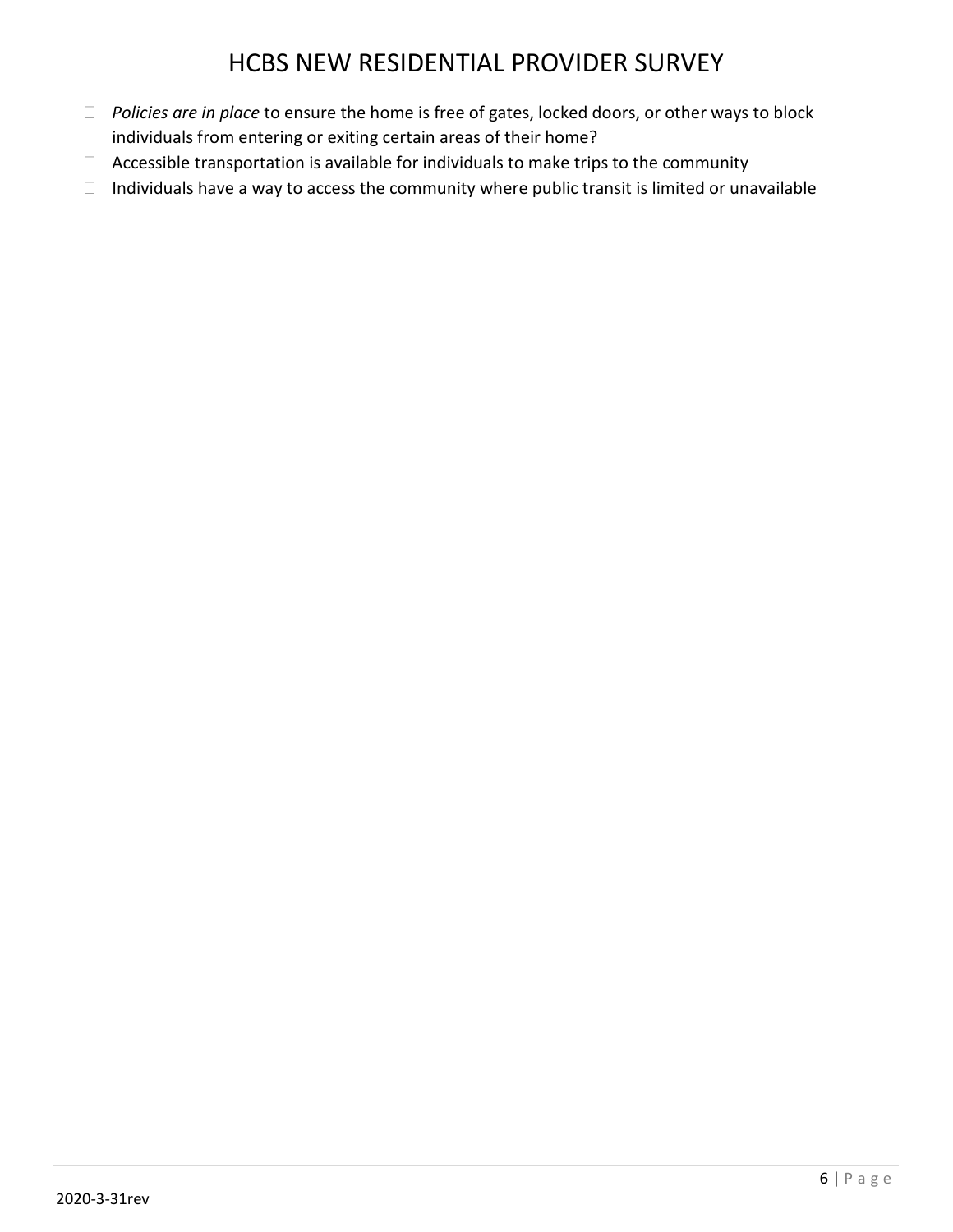- ☐ *Policies are in place* to ensure the home is free of gates, locked doors, or other ways to block individuals from entering or exiting certain areas of their home?
- ☐ Accessible transportation is available for individuals to make trips to the community
- ☐ Individuals have a way to access the community where public transit is limited or unavailable